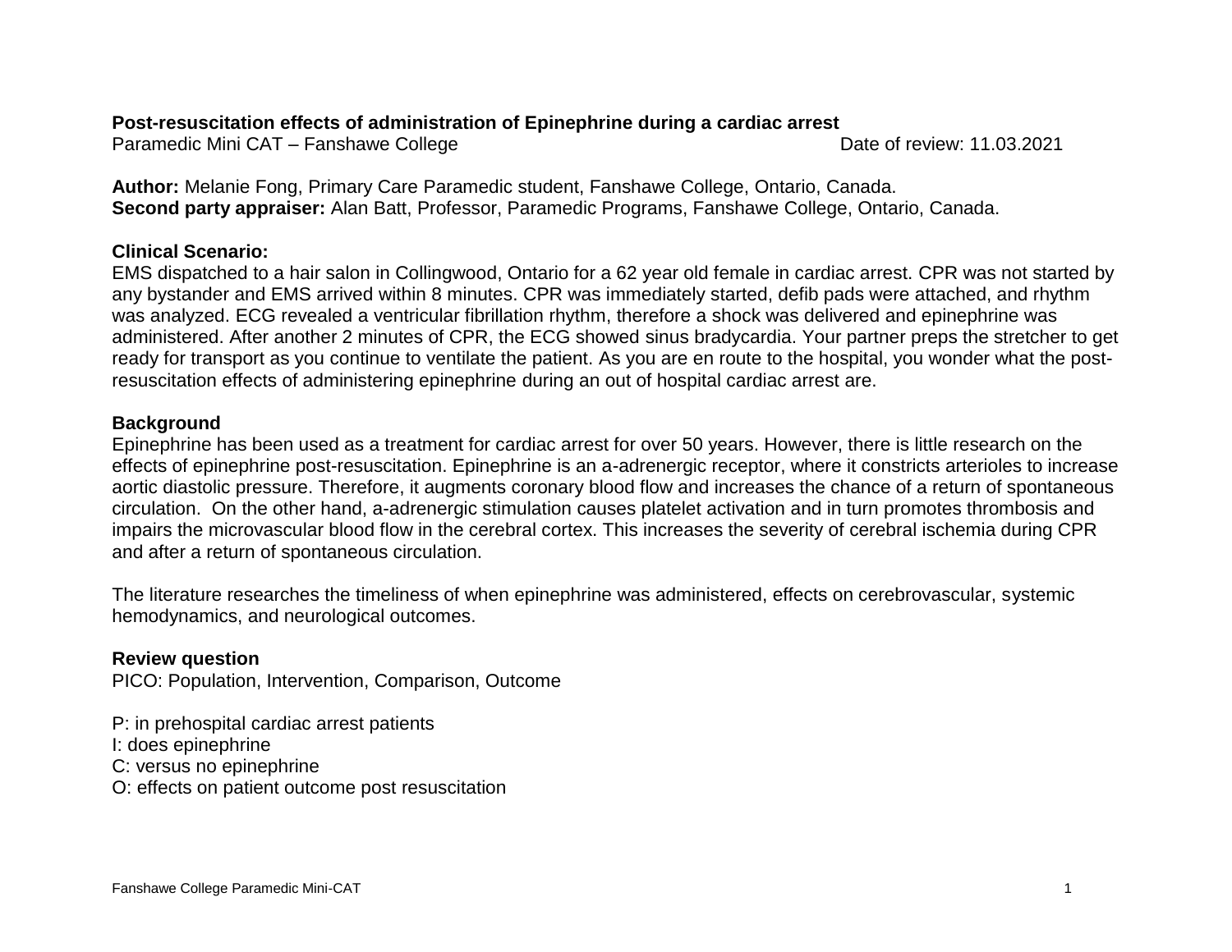**Post-resuscitation effects of administration of Epinephrine during a cardiac arrest**

Paramedic Mini CAT – Fanshawe College  Date of review: 11.03.2021

**Author:** Melanie Fong, Primary Care Paramedic student, Fanshawe College, Ontario, Canada.
**Second party appraiser:** Alan Batt, Professor, Paramedic Programs, Fanshawe College, Ontario, Canada.

**Clinical Scenario:**

EMS dispatched to a hair salon in Collingwood, Ontario for a 62 year old female in cardiac arrest. CPR was not started by any bystander and EMS arrived within 8 minutes. CPR was immediately started, defib pads were attached, and rhythm was analyzed. ECG revealed a ventricular fibrillation rhythm, therefore a shock was delivered and epinephrine was administered. After another 2 minutes of CPR, the ECG showed sinus bradycardia. Your partner preps the stretcher to get ready for transport as you continue to ventilate the patient. As you are en route to the hospital, you wonder what the post-resuscitation effects of administering epinephrine during an out of hospital cardiac arrest are.

**Background**

Epinephrine has been used as a treatment for cardiac arrest for over 50 years. However, there is little research on the effects of epinephrine post-resuscitation. Epinephrine is an a-adrenergic receptor, where it constricts arterioles to increase aortic diastolic pressure. Therefore, it augments coronary blood flow and increases the chance of a return of spontaneous circulation. On the other hand, a-adrenergic stimulation causes platelet activation and in turn promotes thrombosis and impairs the microvascular blood flow in the cerebral cortex. This increases the severity of cerebral ischemia during CPR and after a return of spontaneous circulation.

The literature researches the timeliness of when epinephrine was administered, effects on cerebrovascular, systemic hemodynamics, and neurological outcomes.

**Review question**

PICO: Population, Intervention, Comparison, Outcome

P: in prehospital cardiac arrest patients
I: does epinephrine
C: versus no epinephrine
O: effects on patient outcome post resuscitation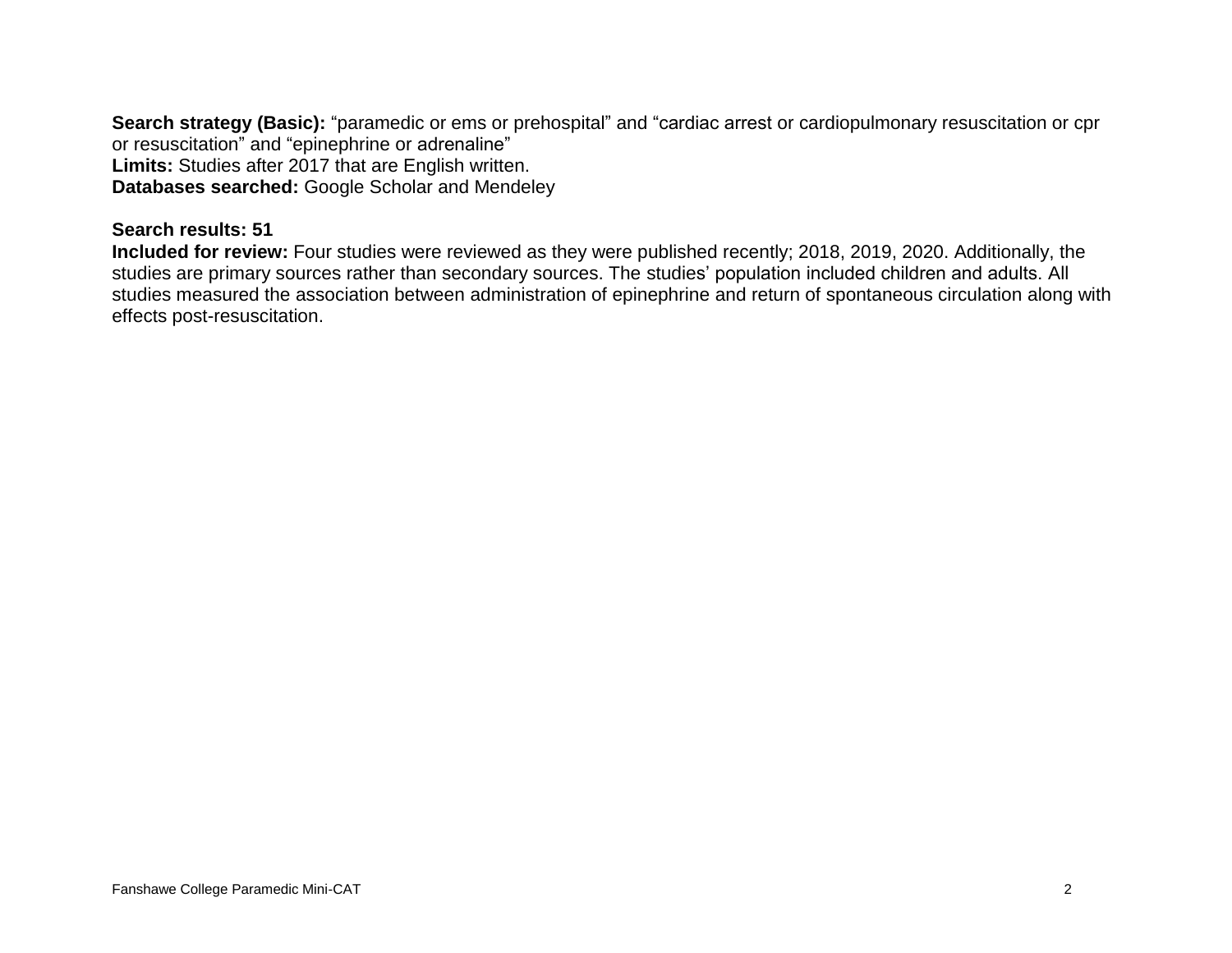**Search strategy (Basic):** “paramedic or ems or prehospital” and “cardiac arrest or cardiopulmonary resuscitation or cpr or resuscitation” and “epinephrine or adrenaline”
**Limits:** Studies after 2017 that are English written.
**Databases searched:** Google Scholar and Mendeley

**Search results: 51**
**Included for review:** Four studies were reviewed as they were published recently; 2018, 2019, 2020. Additionally, the studies are primary sources rather than secondary sources. The studies’ population included children and adults. All studies measured the association between administration of epinephrine and return of spontaneous circulation along with effects post-resuscitation.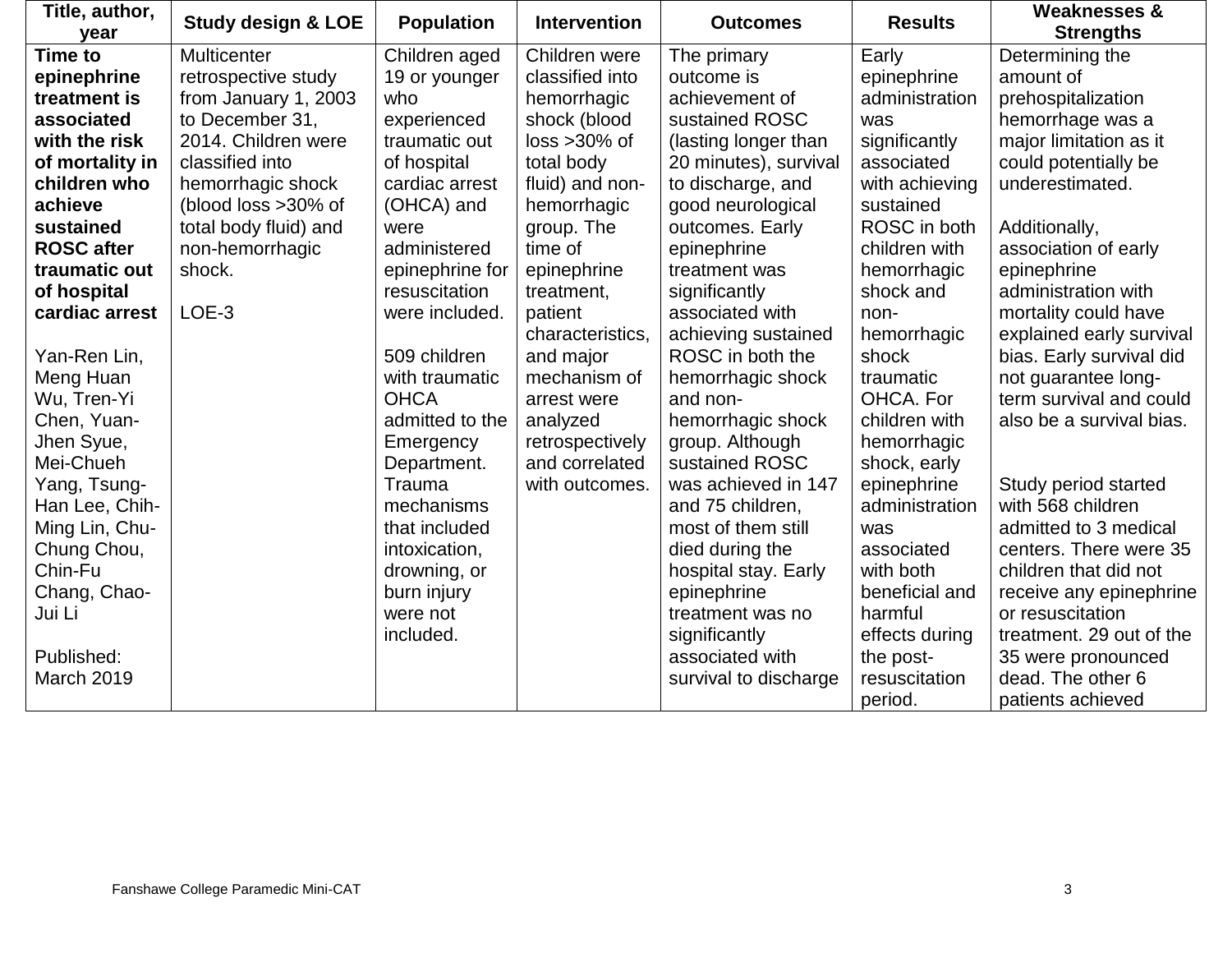| Title, author, year | Study design & LOE | Population | Intervention | Outcomes | Results | Weaknesses & Strengths |
|---|---|---|---|---|---|---|
| **Time to epinephrine treatment is associated with the risk of mortality in children who achieve sustained ROSC after traumatic out of hospital cardiac arrest**<br><br>Yan-Ren Lin, Meng Huan Wu, Tren-Yi Chen, Yuan-Jhen Syue, Mei-Chueh Yang, Tsung-Han Lee, Chih-Ming Lin, Chu-Chung Chou, Chin-Fu Chang, Chao-Jui Li<br><br>Published: March 2019 | Multicenter retrospective study from January 1, 2003 to December 31, 2014. Children were classified into hemorrhagic shock (blood loss >30% of total body fluid) and non-hemorrhagic shock.<br><br>LOE-3 | Children aged 19 or younger who experienced traumatic out of hospital cardiac arrest (OHCA) and were administered epinephrine for resuscitation were included.<br><br>509 children with traumatic OHCA admitted to the Emergency Department. Trauma mechanisms that included intoxication, drowning, or burn injury were not included. | Children were classified into hemorrhagic shock (blood loss >30% of total body fluid) and non-hemorrhagic group. The time of epinephrine treatment, patient characteristics, and major mechanism of arrest were analyzed retrospectively and correlated with outcomes. | The primary outcome is achievement of sustained ROSC (lasting longer than 20 minutes), survival to discharge, and good neurological outcomes. Early epinephrine treatment was significantly associated with achieving sustained ROSC in both the hemorrhagic shock and non-hemorrhagic shock group. Although sustained ROSC was achieved in 147 and 75 children, most of them still died during the hospital stay. Early epinephrine treatment was no significantly associated with survival to discharge | Early epinephrine administration was significantly associated with achieving sustained ROSC in both children with hemorrhagic shock and non-hemorrhagic shock traumatic OHCA. For children with hemorrhagic shock, early epinephrine administration was associated with both beneficial and harmful effects during the post-resuscitation period. | Determining the amount of prehospitalization hemorrhage was a major limitation as it could potentially be underestimated.<br><br>Additionally, association of early epinephrine administration with mortality could have explained early survival bias. Early survival did not guarantee long-term survival and could also be a survival bias.<br><br>Study period started with 568 children admitted to 3 medical centers. There were 35 children that did not receive any epinephrine or resuscitation treatment. 29 out of the 35 were pronounced dead. The other 6 patients achieved |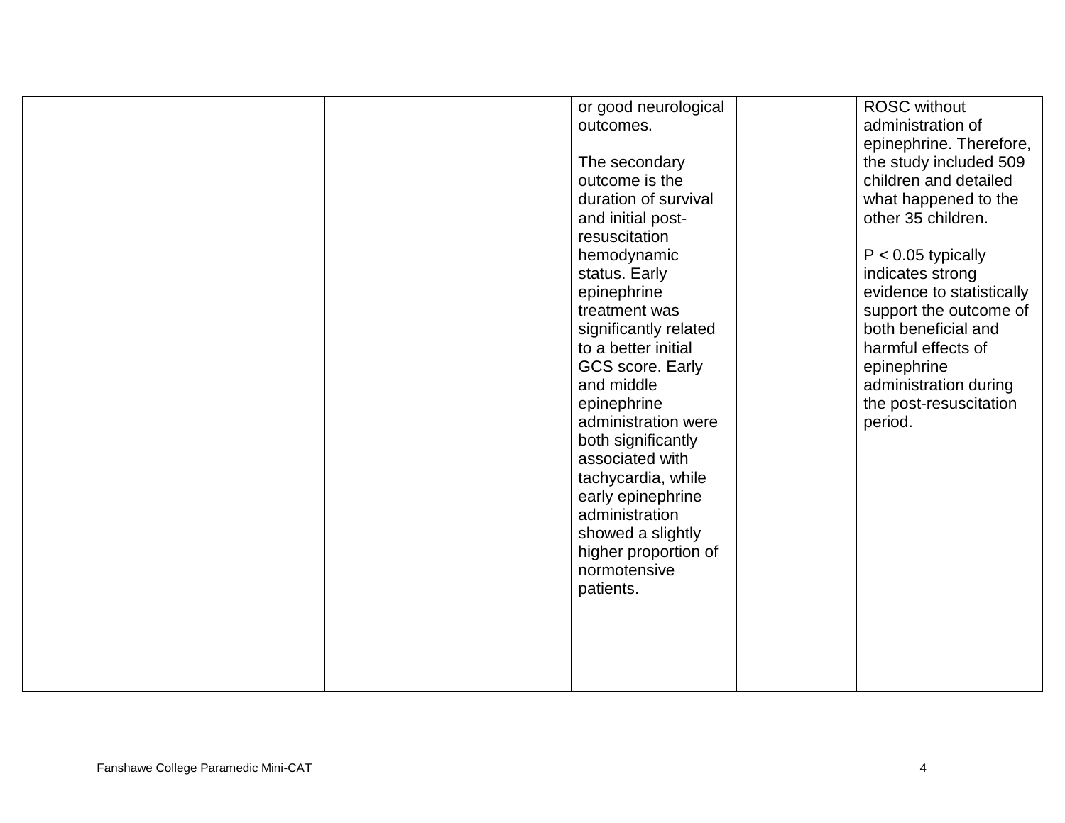|  |  |  |  |  |  |  |
|---|---|---|---|---|---|---|
|  |  |  |  | or good neurological outcomes.<br><br>The secondary outcome is the duration of survival and initial post-resuscitation hemodynamic status. Early epinephrine treatment was significantly related to a better initial GCS score. Early and middle epinephrine administration were both significantly associated with tachycardia, while early epinephrine administration showed a slightly higher proportion of normotensive patients. |  | ROSC without administration of epinephrine. Therefore, the study included 509 children and detailed what happened to the other 35 children.<br><br>$P < 0.05$ typically indicates strong evidence to statistically support the outcome of both beneficial and harmful effects of epinephrine administration during the post-resuscitation period. |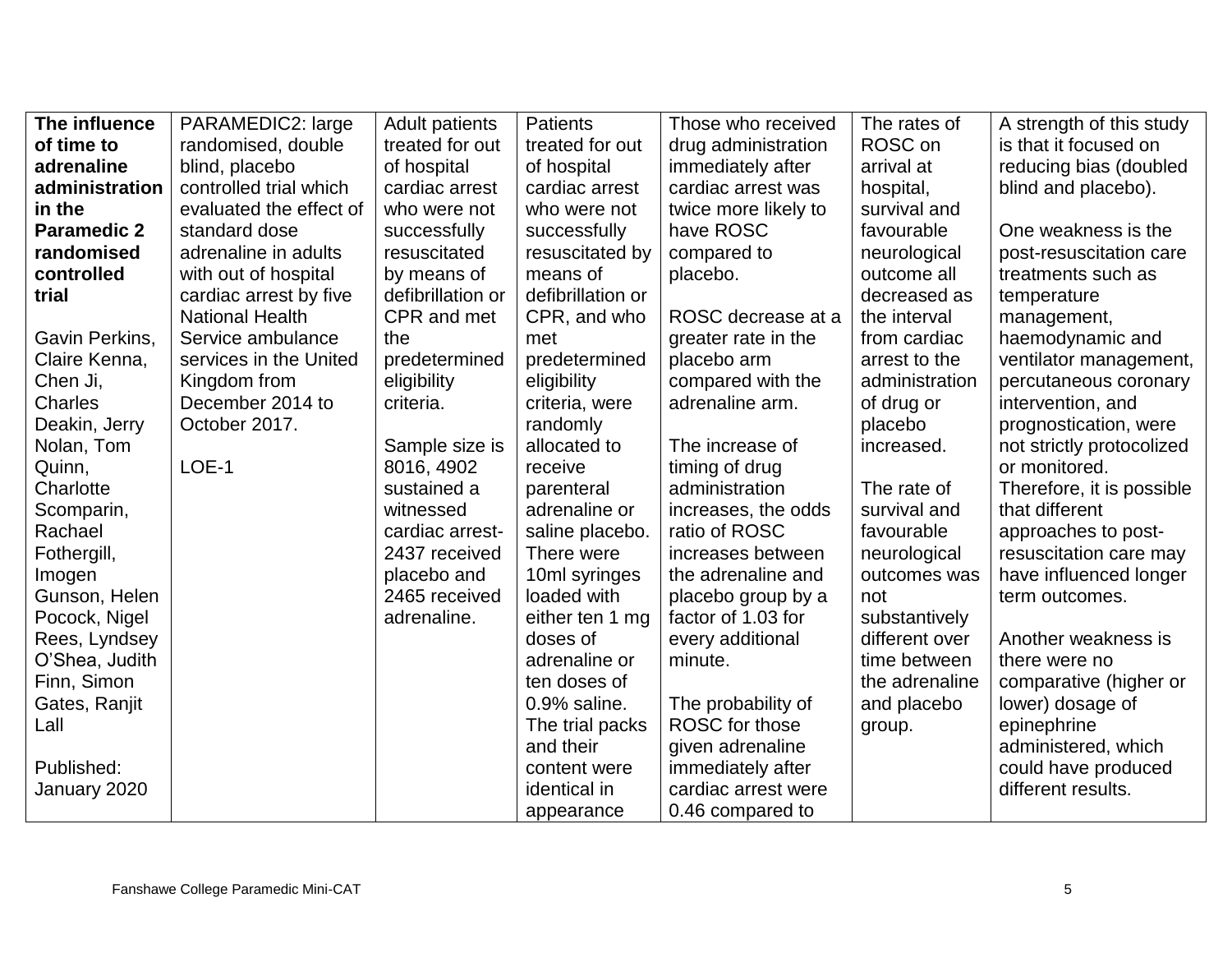| **The influence of time to adrenaline administration in the Paramedic 2 randomised controlled trial**<br><br>Gavin Perkins, Claire Kenna, Chen Ji, Charles Deakin, Jerry Nolan, Tom Quinn, Charlotte Scomparin, Rachael Fothergill, Imogen Gunson, Helen Pocock, Nigel Rees, Lyndsey O'Shea, Judith Finn, Simon Gates, Ranjit Lall<br><br>Published: January 2020 | PARAMEDIC2: large randomised, double blind, placebo controlled trial which evaluated the effect of standard dose adrenaline in adults with out of hospital cardiac arrest by five National Health Service ambulance services in the United Kingdom from December 2014 to October 2017.<br><br>LOE-1 | Adult patients treated for out of hospital cardiac arrest who were not successfully resuscitated by means of defibrillation or CPR and met the predetermined eligibility criteria.<br><br>Sample size is 8016, 4902 sustained a witnessed cardiac arrest- 2437 received placebo and 2465 received adrenaline. | Patients treated for out of hospital cardiac arrest who were not successfully resuscitated by means of defibrillation or CPR, and who met predetermined eligibility criteria, were randomly allocated to receive parenteral adrenaline or saline placebo. There were 10ml syringes loaded with either ten 1 mg doses of adrenaline or ten doses of 0.9% saline. The trial packs and their content were identical in appearance | Those who received drug administration immediately after cardiac arrest was twice more likely to have ROSC compared to placebo.<br><br>ROSC decrease at a greater rate in the placebo arm compared with the adrenaline arm.<br><br>The increase of timing of drug administration increases, the odds ratio of ROSC increases between the adrenaline and placebo group by a factor of 1.03 for every additional minute.<br><br>The probability of ROSC for those given adrenaline immediately after cardiac arrest were 0.46 compared to | The rates of ROSC on arrival at hospital, survival and favourable neurological outcome all decreased as the interval from cardiac arrest to the administration of drug or placebo increased.<br><br>The rate of survival and favourable neurological outcomes was not substantively different over time between the adrenaline and placebo group. | A strength of this study is that it focused on reducing bias (doubled blind and placebo).<br><br>One weakness is the post-resuscitation care treatments such as temperature management, haemodynamic and ventilator management, percutaneous coronary intervention, and prognostication, were not strictly protocolized or monitored. Therefore, it is possible that different approaches to post-resuscitation care may have influenced longer term outcomes.<br><br>Another weakness is there were no comparative (higher or lower) dosage of epinephrine administered, which could have produced different results. |
|---|---|---|---|---|---|---|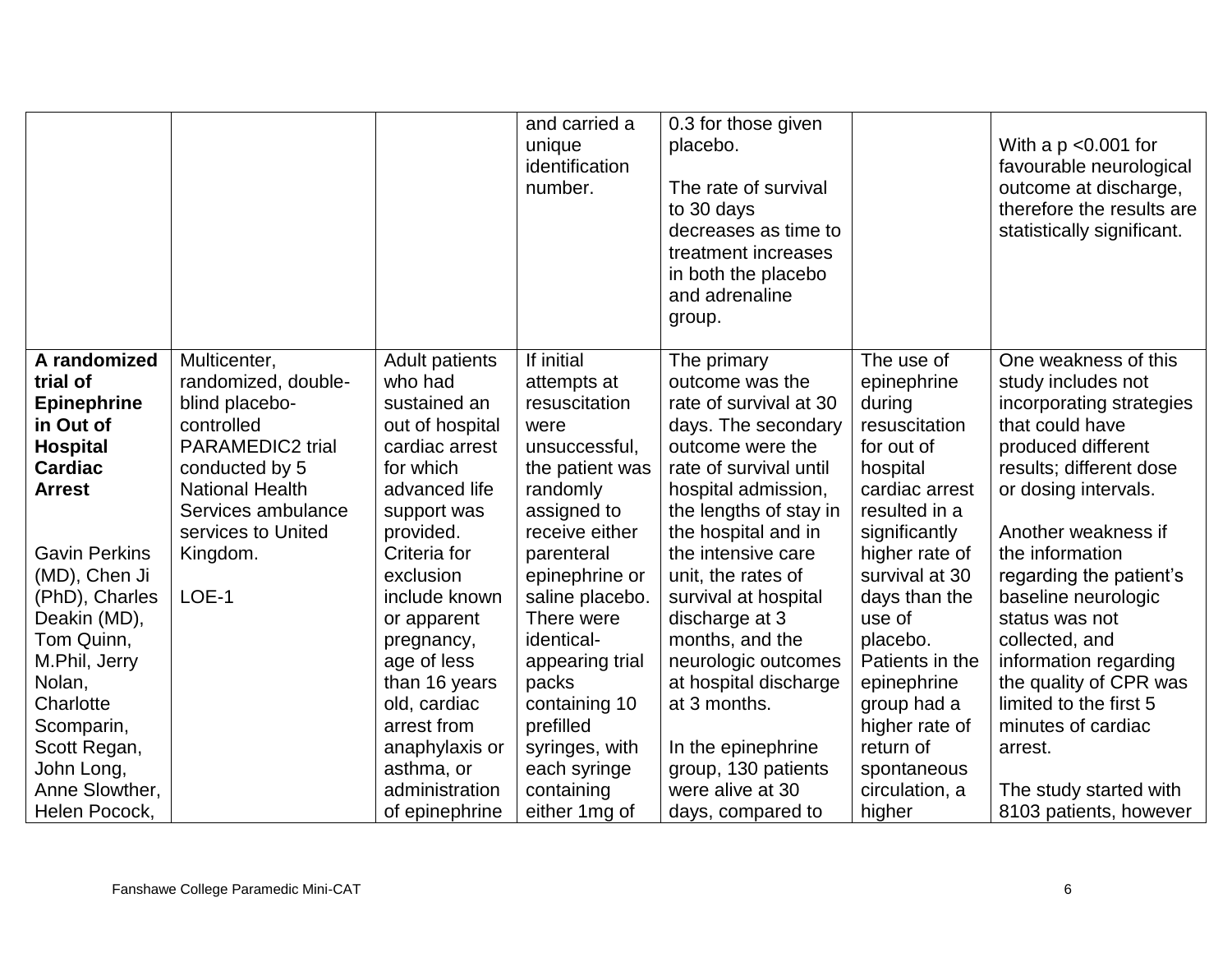| | | | | | | |
|---|---|---|---|---|---|---|
| | | | and carried a unique identification number. | 0.3 for those given placebo.<br><br>The rate of survival to 30 days decreases as time to treatment increases in both the placebo and adrenaline group. | | With a $p < 0.001$ for favourable neurological outcome at discharge, therefore the results are statistically significant. |
| **A randomized trial of Epinephrine in Out of Hospital Cardiac Arrest**<br><br>Gavin Perkins (MD), Chen Ji (PhD), Charles Deakin (MD), Tom Quinn, M.Phil, Jerry Nolan, Charlotte Scomparin, Scott Regan, John Long, Anne Slowther, Helen Pocock, | Multicenter, randomized, double-blind placebo-controlled PARAMEDIC2 trial conducted by 5 National Health Services ambulance services to United Kingdom.<br><br>LOE-1 | Adult patients who had sustained an out of hospital cardiac arrest for which advanced life support was provided. Criteria for exclusion include known or apparent pregnancy, age of less than 16 years old, cardiac arrest from anaphylaxis or asthma, or administration of epinephrine | If initial attempts at resuscitation were unsuccessful, the patient was randomly assigned to receive either parenteral epinephrine or saline placebo. There were identical-appearing trial packs containing 10 prefilled syringes, with each syringe containing either 1mg of | The primary outcome was the rate of survival at 30 days. The secondary outcome were the rate of survival until hospital admission, the lengths of stay in the hospital and in the intensive care unit, the rates of survival at hospital discharge at 3 months, and the neurologic outcomes at hospital discharge at 3 months.<br><br>In the epinephrine group, 130 patients were alive at 30 days, compared to | The use of epinephrine during resuscitation for out of hospital cardiac arrest resulted in a significantly higher rate of survival at 30 days than the use of placebo. Patients in the epinephrine group had a higher rate of return of spontaneous circulation, a higher | One weakness of this study includes not incorporating strategies that could have produced different results; different dose or dosing intervals.<br><br>Another weakness if the information regarding the patient's baseline neurologic status was not collected, and information regarding the quality of CPR was limited to the first 5 minutes of cardiac arrest.<br><br>The study started with 8103 patients, however |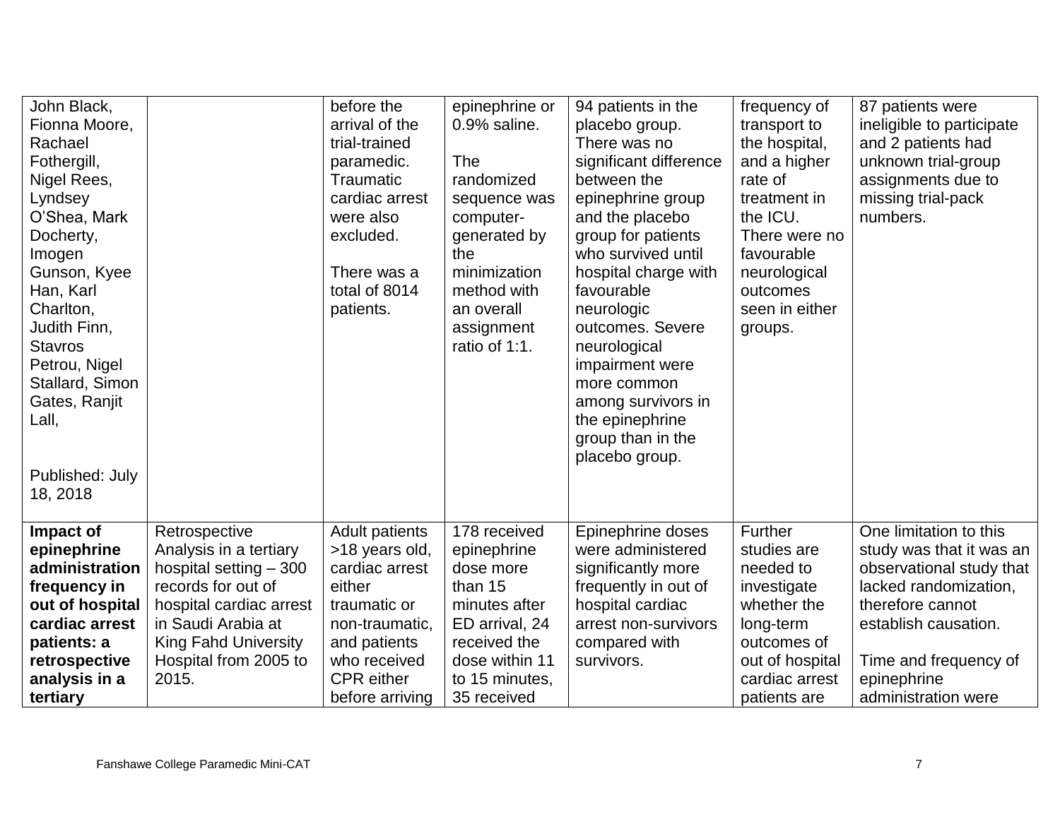| | | | | | | |
|---|---|---|---|---|---|---|
| John Black, Fionna Moore, Rachael Fothergill, Nigel Rees, Lyndsey O'Shea, Mark Docherty, Imogen Gunson, Kyee Han, Karl Charlton, Judith Finn, Stavros Petrou, Nigel Stallard, Simon Gates, Ranjit Lall,<br><br>Published: July 18, 2018 | | before the arrival of the trial-trained paramedic. Traumatic cardiac arrest were also excluded.<br><br>There was a total of 8014 patients. | epinephrine or 0.9% saline.<br><br>The randomized sequence was computer-generated by the minimization method with an overall assignment ratio of 1:1. | 94 patients in the placebo group. There was no significant difference between the epinephrine group and the placebo group for patients who survived until hospital charge with favourable neurologic outcomes. Severe neurological impairment were more common among survivors in the epinephrine group than in the placebo group. | frequency of transport to the hospital, and a higher rate of treatment in the ICU. There were no favourable neurological outcomes seen in either groups. | 87 patients were ineligible to participate and 2 patients had unknown trial-group assignments due to missing trial-pack numbers. |
| **Impact of epinephrine administration frequency in out of hospital cardiac arrest patients: a retrospective analysis in a tertiary** | Retrospective Analysis in a tertiary hospital setting – 300 records for out of hospital cardiac arrest in Saudi Arabia at King Fahd University Hospital from 2005 to 2015. | Adult patients >18 years old, cardiac arrest either traumatic or non-traumatic, and patients who received CPR either before arriving | 178 received epinephrine dose more than 15 minutes after ED arrival, 24 received the dose within 11 to 15 minutes, 35 received | Epinephrine doses were administered significantly more frequently in out of hospital cardiac arrest non-survivors compared with survivors. | Further studies are needed to investigate whether the long-term outcomes of out of hospital cardiac arrest patients are | One limitation to this study was that it was an observational study that lacked randomization, therefore cannot establish causation.<br><br>Time and frequency of epinephrine administration were |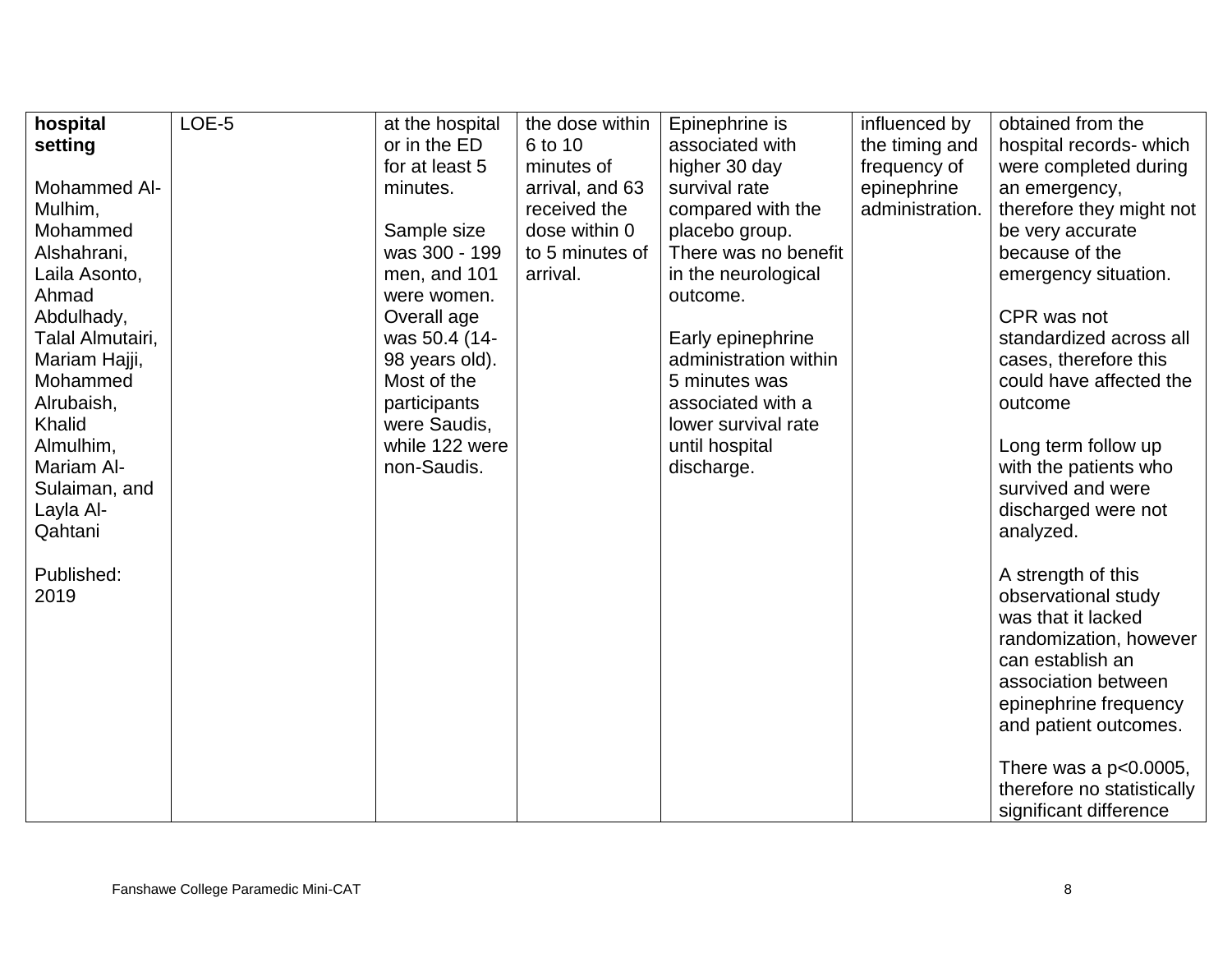| | | | | | | |
|---|---|---|---|---|---|---|
| **hospital setting**<br><br>Mohammed Al-Mulhim, Mohammed Alshahrani, Laila Asonto, Ahmad Abdulhady, Talal Almutairi, Mariam Hajji, Mohammed Alrubaish, Khalid Almulhim, Mariam Al-Sulaiman, and Layla Al-Qahtani<br><br>Published: 2019 | LOE-5 | at the hospital or in the ED for at least 5 minutes.<br><br>Sample size was 300 - 199 men, and 101 were women. Overall age was 50.4 (14-98 years old). Most of the participants were Saudis, while 122 were non-Saudis. | the dose within 6 to 10 minutes of arrival, and 63 received the dose within 0 to 5 minutes of arrival. | Epinephrine is associated with higher 30 day survival rate compared with the placebo group. There was no benefit in the neurological outcome.<br><br>Early epinephrine administration within 5 minutes was associated with a lower survival rate until hospital discharge. | influenced by the timing and frequency of epinephrine administration. | obtained from the hospital records- which were completed during an emergency, therefore they might not be very accurate because of the emergency situation.<br><br>CPR was not standardized across all cases, therefore this could have affected the outcome<br><br>Long term follow up with the patients who survived and were discharged were not analyzed.<br><br>A strength of this observational study was that it lacked randomization, however can establish an association between epinephrine frequency and patient outcomes.<br><br>There was a $p<0.0005$, therefore no statistically significant difference |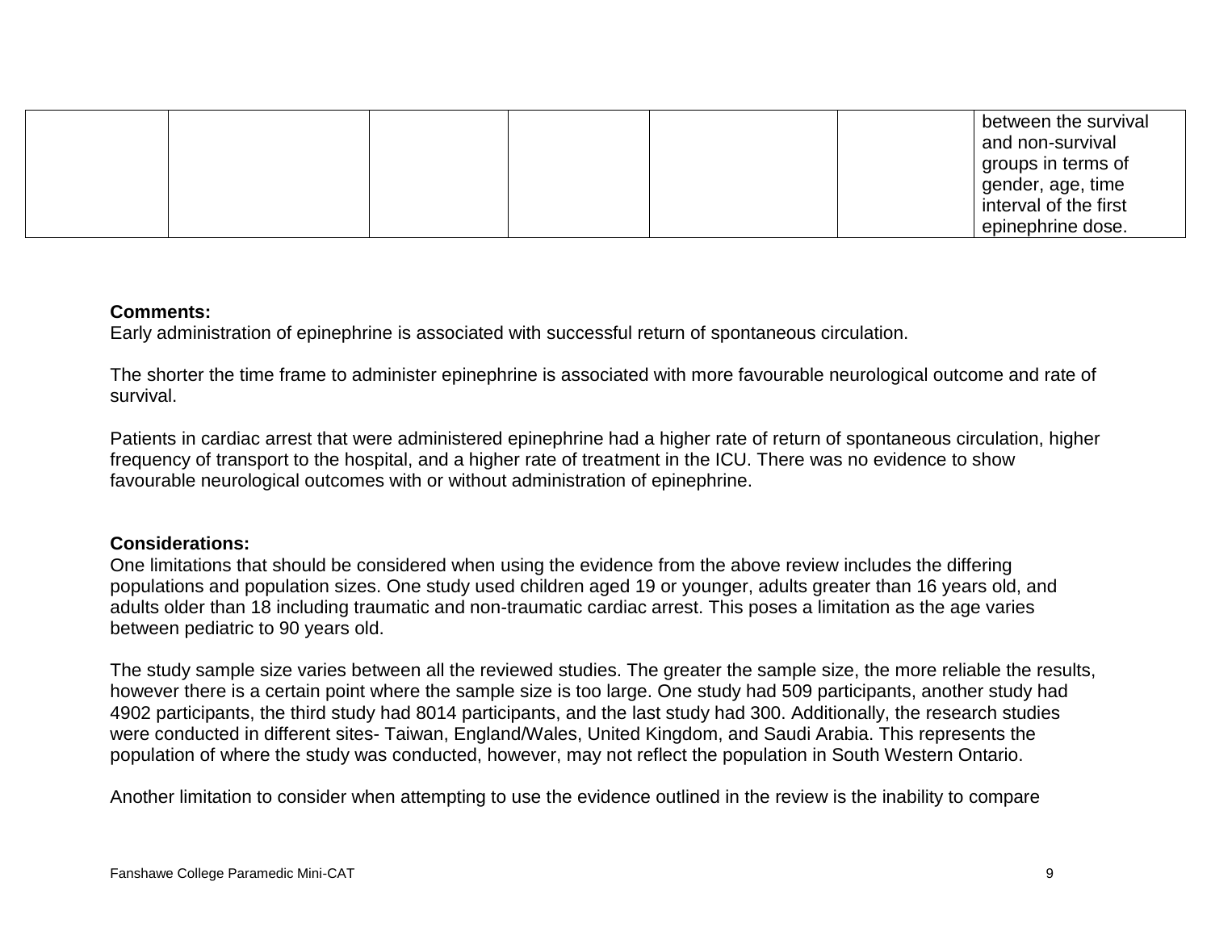| | | | | | | |
|---|---|---|---|---|---|---|
| | | | | | | between the survival and non-survival groups in terms of gender, age, time interval of the first epinephrine dose. |

**Comments:**
Early administration of epinephrine is associated with successful return of spontaneous circulation.

The shorter the time frame to administer epinephrine is associated with more favourable neurological outcome and rate of survival.

Patients in cardiac arrest that were administered epinephrine had a higher rate of return of spontaneous circulation, higher frequency of transport to the hospital, and a higher rate of treatment in the ICU. There was no evidence to show favourable neurological outcomes with or without administration of epinephrine.

**Considerations:**
One limitations that should be considered when using the evidence from the above review includes the differing populations and population sizes. One study used children aged 19 or younger, adults greater than 16 years old, and adults older than 18 including traumatic and non-traumatic cardiac arrest. This poses a limitation as the age varies between pediatric to 90 years old.

The study sample size varies between all the reviewed studies. The greater the sample size, the more reliable the results, however there is a certain point where the sample size is too large. One study had 509 participants, another study had 4902 participants, the third study had 8014 participants, and the last study had 300. Additionally, the research studies were conducted in different sites- Taiwan, England/Wales, United Kingdom, and Saudi Arabia. This represents the population of where the study was conducted, however, may not reflect the population in South Western Ontario.

Another limitation to consider when attempting to use the evidence outlined in the review is the inability to compare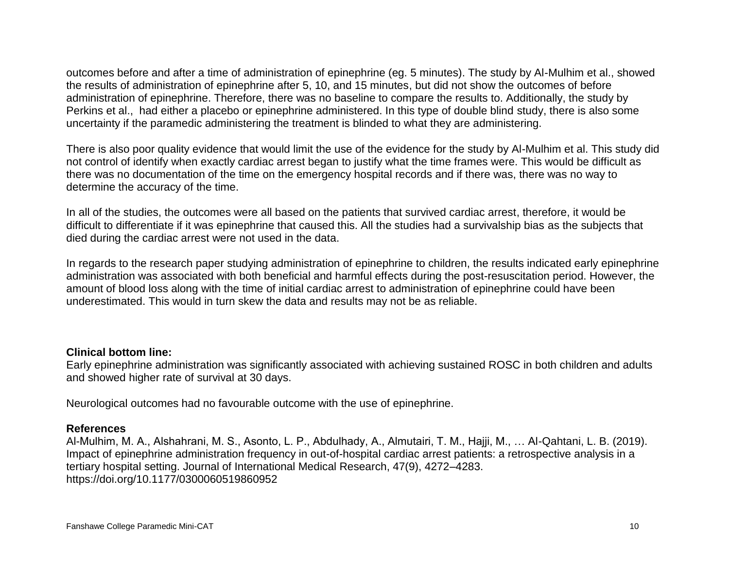outcomes before and after a time of administration of epinephrine (eg. 5 minutes). The study by Al-Mulhim et al., showed the results of administration of epinephrine after 5, 10, and 15 minutes, but did not show the outcomes of before administration of epinephrine. Therefore, there was no baseline to compare the results to. Additionally, the study by Perkins et al., had either a placebo or epinephrine administered. In this type of double blind study, there is also some uncertainty if the paramedic administering the treatment is blinded to what they are administering.

There is also poor quality evidence that would limit the use of the evidence for the study by Al-Mulhim et al. This study did not control of identify when exactly cardiac arrest began to justify what the time frames were. This would be difficult as there was no documentation of the time on the emergency hospital records and if there was, there was no way to determine the accuracy of the time.

In all of the studies, the outcomes were all based on the patients that survived cardiac arrest, therefore, it would be difficult to differentiate if it was epinephrine that caused this. All the studies had a survivalship bias as the subjects that died during the cardiac arrest were not used in the data.

In regards to the research paper studying administration of epinephrine to children, the results indicated early epinephrine administration was associated with both beneficial and harmful effects during the post-resuscitation period. However, the amount of blood loss along with the time of initial cardiac arrest to administration of epinephrine could have been underestimated. This would in turn skew the data and results may not be as reliable.

**Clinical bottom line:**

Early epinephrine administration was significantly associated with achieving sustained ROSC in both children and adults and showed higher rate of survival at 30 days.

Neurological outcomes had no favourable outcome with the use of epinephrine.

**References**

Al-Mulhim, M. A., Alshahrani, M. S., Asonto, L. P., Abdulhady, A., Almutairi, T. M., Hajji, M., … Al-Qahtani, L. B. (2019). Impact of epinephrine administration frequency in out-of-hospital cardiac arrest patients: a retrospective analysis in a tertiary hospital setting. Journal of International Medical Research, 47(9), 4272–4283. https://doi.org/10.1177/0300060519860952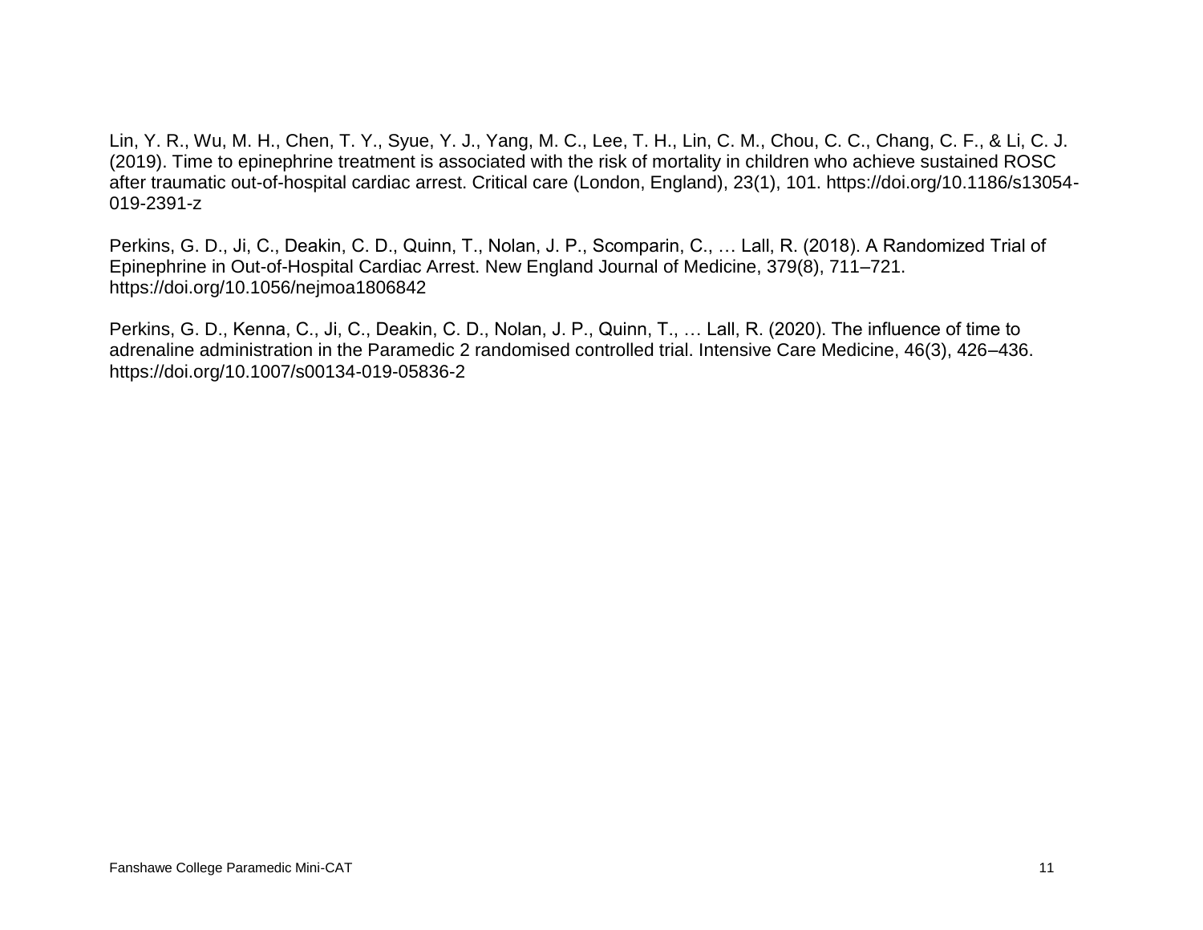Lin, Y. R., Wu, M. H., Chen, T. Y., Syue, Y. J., Yang, M. C., Lee, T. H., Lin, C. M., Chou, C. C., Chang, C. F., & Li, C. J. (2019). Time to epinephrine treatment is associated with the risk of mortality in children who achieve sustained ROSC after traumatic out-of-hospital cardiac arrest. Critical care (London, England), 23(1), 101. https://doi.org/10.1186/s13054-019-2391-z

Perkins, G. D., Ji, C., Deakin, C. D., Quinn, T., Nolan, J. P., Scomparin, C., … Lall, R. (2018). A Randomized Trial of Epinephrine in Out-of-Hospital Cardiac Arrest. New England Journal of Medicine, 379(8), 711–721. https://doi.org/10.1056/nejmoa1806842

Perkins, G. D., Kenna, C., Ji, C., Deakin, C. D., Nolan, J. P., Quinn, T., … Lall, R. (2020). The influence of time to adrenaline administration in the Paramedic 2 randomised controlled trial. Intensive Care Medicine, 46(3), 426–436. https://doi.org/10.1007/s00134-019-05836-2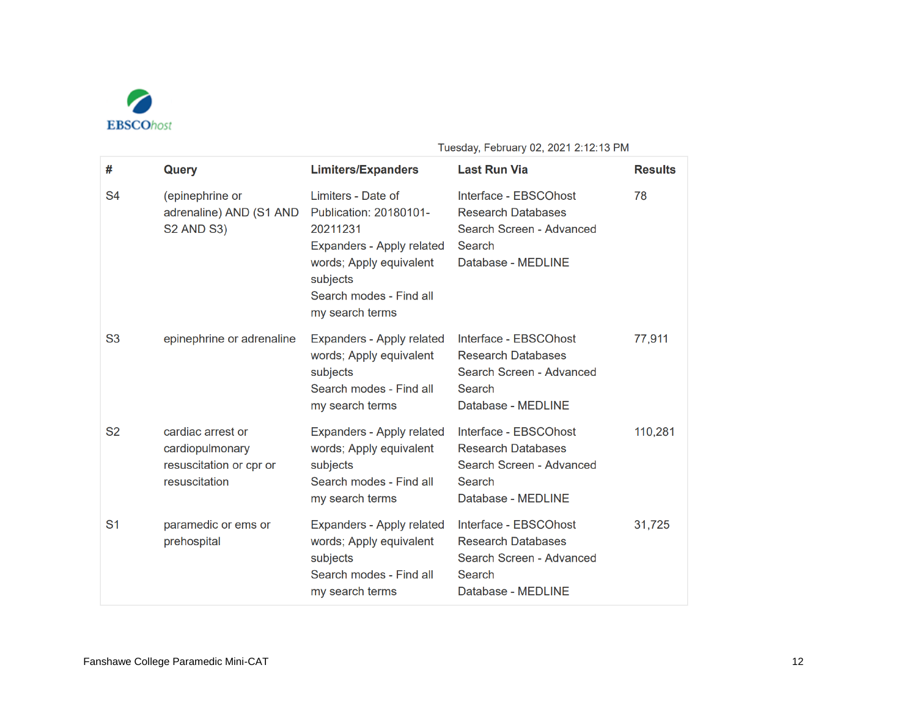EBSCOhost

Tuesday, February 02, 2021 2:12:13 PM

| # | Query | Limiters/Expanders | Last Run Via | Results |
|---|---|---|---|---|
| S4 | (epinephrine or adrenaline) AND (S1 AND S2 AND S3) | Limiters - Date of Publication: 20180101-20211231<br>Expanders - Apply related words; Apply equivalent subjects<br>Search modes - Find all my search terms | Interface - EBSCOhost Research Databases<br>Search Screen - Advanced Search<br>Database - MEDLINE | 78 |
| S3 | epinephrine or adrenaline | Expanders - Apply related words; Apply equivalent subjects<br>Search modes - Find all my search terms | Interface - EBSCOhost Research Databases<br>Search Screen - Advanced Search<br>Database - MEDLINE | 77,911 |
| S2 | cardiac arrest or cardiopulmonary resuscitation or cpr or resuscitation | Expanders - Apply related words; Apply equivalent subjects<br>Search modes - Find all my search terms | Interface - EBSCOhost Research Databases<br>Search Screen - Advanced Search<br>Database - MEDLINE | 110,281 |
| S1 | paramedic or ems or prehospital | Expanders - Apply related words; Apply equivalent subjects<br>Search modes - Find all my search terms | Interface - EBSCOhost Research Databases<br>Search Screen - Advanced Search<br>Database - MEDLINE | 31,725 |